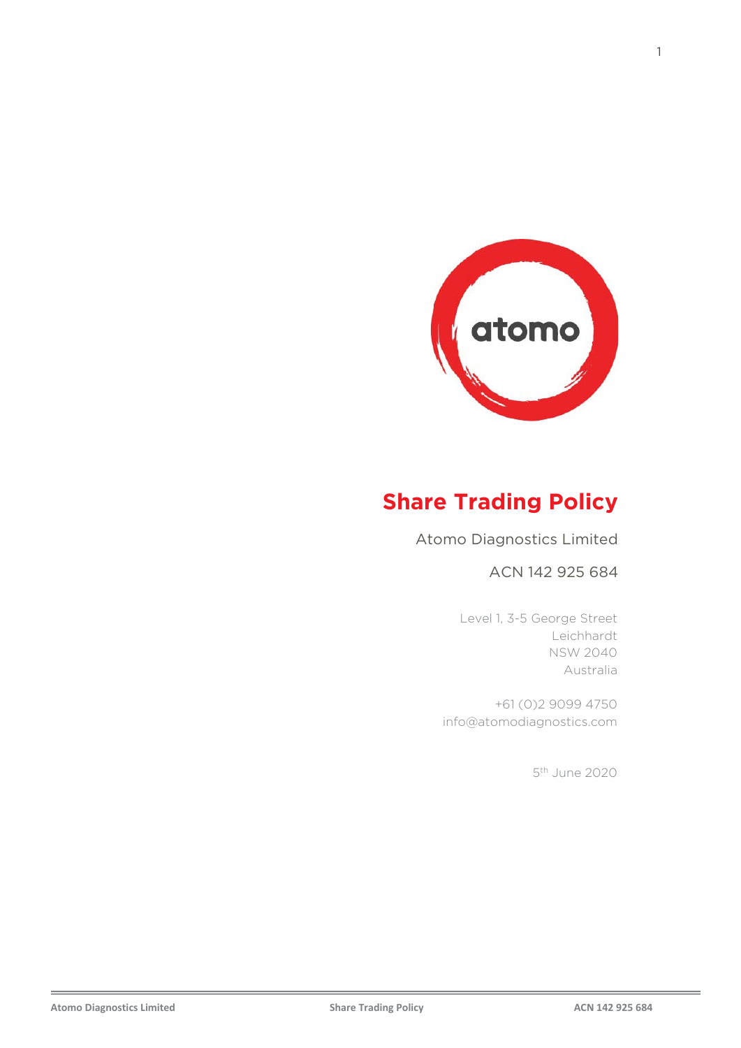# Share Trading Policy

Atomo Diagnostics Limited

ACN 142 925 684

Level 1, 3-5 George Street
Leichhardt
NSW 2040
Australia

+61 (0)2 9099 4750
info@atomodiagnostics.com

5th June 2020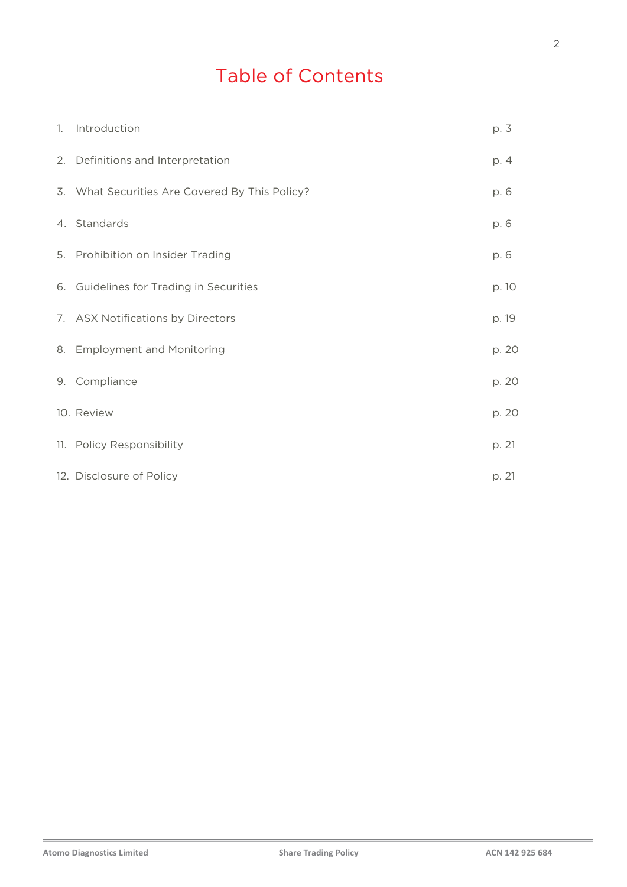# Table of Contents

| | | |
|---|---|---|
| 1. | Introduction | p. 3 |
| 2. | Definitions and Interpretation | p. 4 |
| 3. | What Securities Are Covered By This Policy? | p. 6 |
| 4. | Standards | p. 6 |
| 5. | Prohibition on Insider Trading | p. 6 |
| 6. | Guidelines for Trading in Securities | p. 10 |
| 7. | ASX Notifications by Directors | p. 19 |
| 8. | Employment and Monitoring | p. 20 |
| 9. | Compliance | p. 20 |
| 10. | Review | p. 20 |
| 11. | Policy Responsibility | p. 21 |
| 12. | Disclosure of Policy | p. 21 |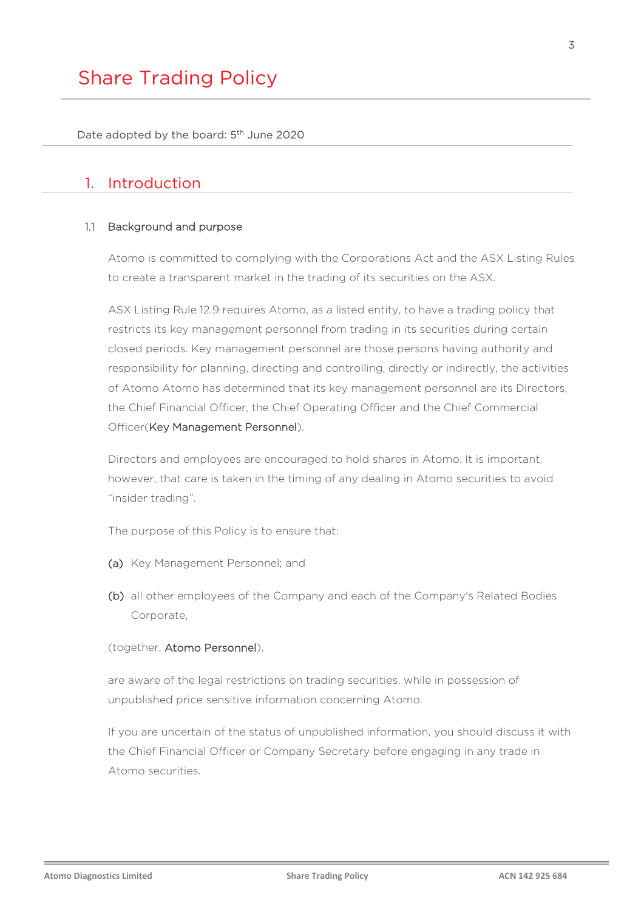# Share Trading Policy

Date adopted by the board: 5th June 2020

## 1. Introduction

### 1.1 Background and purpose

Atomo is committed to complying with the Corporations Act and the ASX Listing Rules to create a transparent market in the trading of its securities on the ASX.

ASX Listing Rule 12.9 requires Atomo, as a listed entity, to have a trading policy that restricts its key management personnel from trading in its securities during certain closed periods. Key management personnel are those persons having authority and responsibility for planning, directing and controlling, directly or indirectly, the activities of Atomo Atomo has determined that its key management personnel are its Directors, the Chief Financial Officer, the Chief Operating Officer and the Chief Commercial Officer(**Key Management Personnel**).

Directors and employees are encouraged to hold shares in Atomo. It is important, however, that care is taken in the timing of any dealing in Atomo securities to avoid "insider trading".

The purpose of this Policy is to ensure that:

(a) Key Management Personnel; and

(b) all other employees of the Company and each of the Company's Related Bodies Corporate,

(together, **Atomo Personnel**),

are aware of the legal restrictions on trading securities, while in possession of unpublished price sensitive information concerning Atomo.

If you are uncertain of the status of unpublished information, you should discuss it with the Chief Financial Officer or Company Secretary before engaging in any trade in Atomo securities.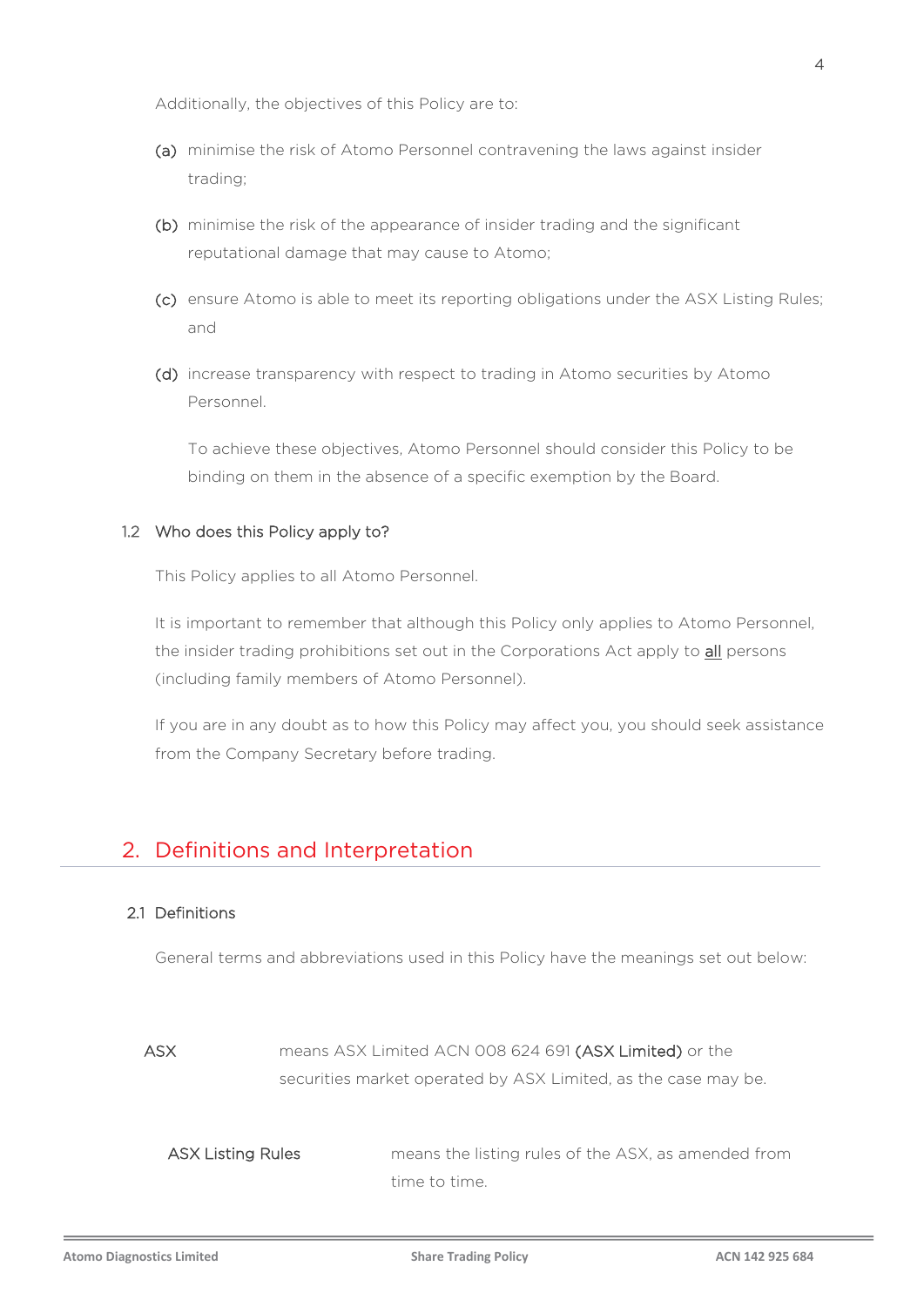Additionally, the objectives of this Policy are to:

(a) minimise the risk of Atomo Personnel contravening the laws against insider trading;

(b) minimise the risk of the appearance of insider trading and the significant reputational damage that may cause to Atomo;

(c) ensure Atomo is able to meet its reporting obligations under the ASX Listing Rules; and

(d) increase transparency with respect to trading in Atomo securities by Atomo Personnel.

To achieve these objectives, Atomo Personnel should consider this Policy to be binding on them in the absence of a specific exemption by the Board.

### 1.2 Who does this Policy apply to?

This Policy applies to all Atomo Personnel.

It is important to remember that although this Policy only applies to Atomo Personnel, the insider trading prohibitions set out in the Corporations Act apply to <u>all</u> persons (including family members of Atomo Personnel).

If you are in any doubt as to how this Policy may affect you, you should seek assistance from the Company Secretary before trading.

## 2. Definitions and Interpretation

### 2.1 Definitions

General terms and abbreviations used in this Policy have the meanings set out below:

| | |
|---|---|
| ASX | means ASX Limited ACN 008 624 691 **(ASX Limited)** or the securities market operated by ASX Limited, as the case may be. |
| ASX Listing Rules | means the listing rules of the ASX, as amended from time to time. |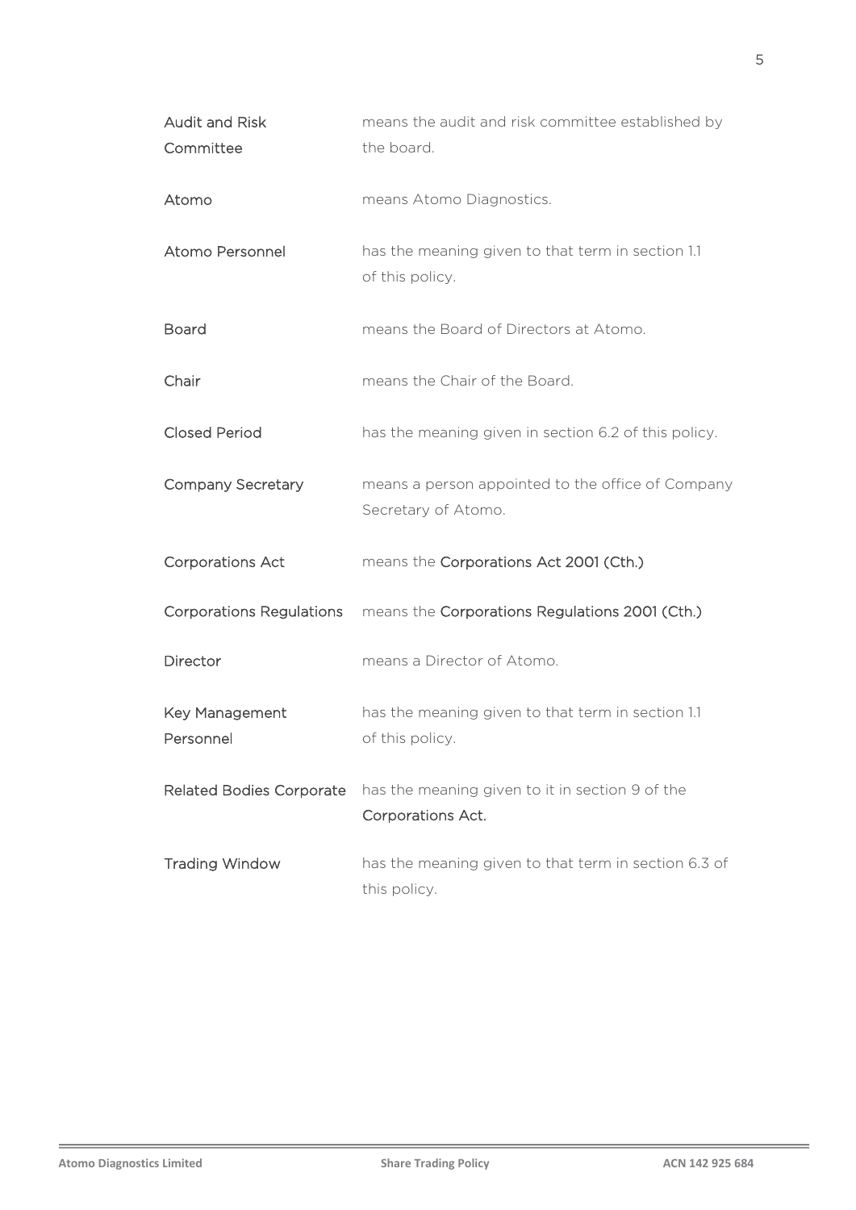| | |
|---|---|
| Audit and Risk Committee | means the audit and risk committee established by the board. |
| Atomo | means Atomo Diagnostics. |
| Atomo Personnel | has the meaning given to that term in section 1.1 of this policy. |
| Board | means the Board of Directors at Atomo. |
| Chair | means the Chair of the Board. |
| Closed Period | has the meaning given in section 6.2 of this policy. |
| Company Secretary | means a person appointed to the office of Company Secretary of Atomo. |
| Corporations Act | means the Corporations Act 2001 (Cth.) |
| Corporations Regulations | means the Corporations Regulations 2001 (Cth.) |
| Director | means a Director of Atomo. |
| Key Management Personnel | has the meaning given to that term in section 1.1 of this policy. |
| Related Bodies Corporate | has the meaning given to it in section 9 of the Corporations Act. |
| Trading Window | has the meaning given to that term in section 6.3 of this policy. |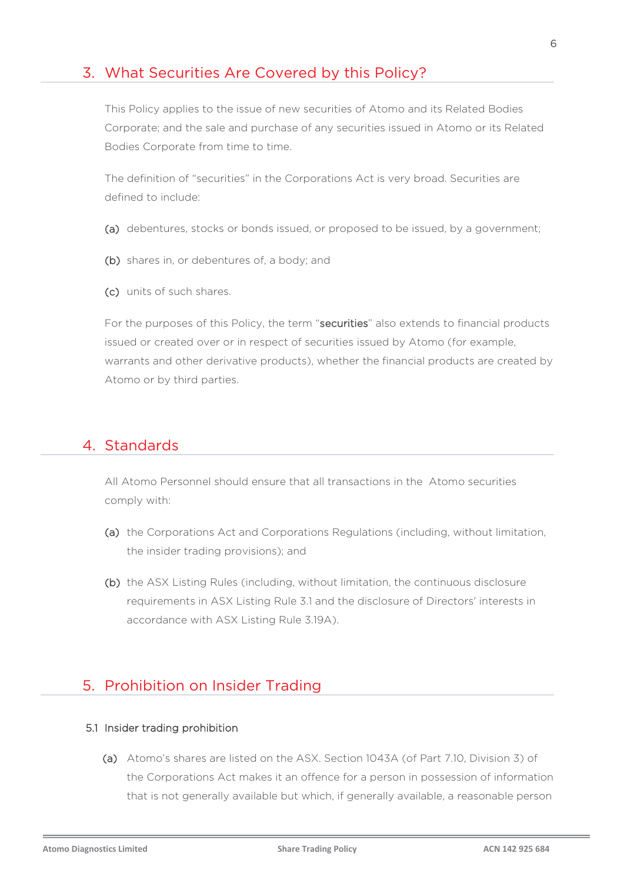## 3. What Securities Are Covered by this Policy?

This Policy applies to the issue of new securities of Atomo and its Related Bodies Corporate; and the sale and purchase of any securities issued in Atomo or its Related Bodies Corporate from time to time.

The definition of "securities" in the Corporations Act is very broad. Securities are defined to include:

(a) debentures, stocks or bonds issued, or proposed to be issued, by a government;

(b) shares in, or debentures of, a body; and

(c) units of such shares.

For the purposes of this Policy, the term "**securities**" also extends to financial products issued or created over or in respect of securities issued by Atomo (for example, warrants and other derivative products), whether the financial products are created by Atomo or by third parties.

## 4. Standards

All Atomo Personnel should ensure that all transactions in the Atomo securities comply with:

(a) the Corporations Act and Corporations Regulations (including, without limitation, the insider trading provisions); and

(b) the ASX Listing Rules (including, without limitation, the continuous disclosure requirements in ASX Listing Rule 3.1 and the disclosure of Directors' interests in accordance with ASX Listing Rule 3.19A).

## 5. Prohibition on Insider Trading

### 5.1 Insider trading prohibition

(a) Atomo's shares are listed on the ASX. Section 1043A (of Part 7.10, Division 3) of the Corporations Act makes it an offence for a person in possession of information that is not generally available but which, if generally available, a reasonable person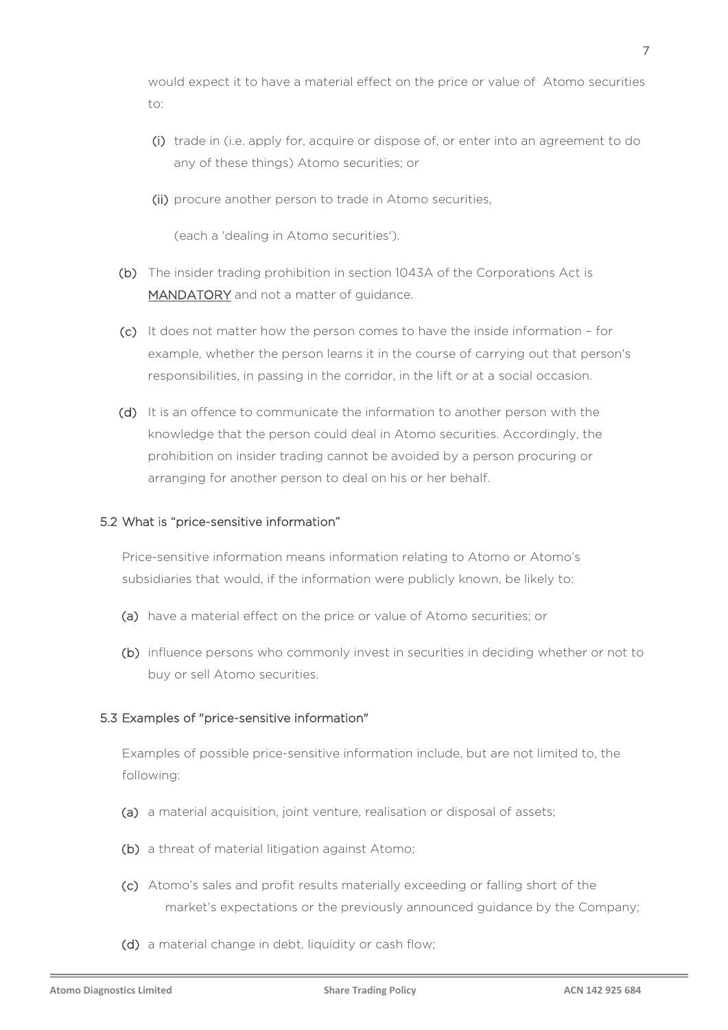would expect it to have a material effect on the price or value of Atomo securities to:

(i) trade in (i.e. apply for, acquire or dispose of, or enter into an agreement to do any of these things) Atomo securities; or

(ii) procure another person to trade in Atomo securities,

(each a 'dealing in Atomo securities').

(b) The insider trading prohibition in section 1043A of the Corporations Act is MANDATORY and not a matter of guidance.

(c) It does not matter how the person comes to have the inside information – for example, whether the person learns it in the course of carrying out that person's responsibilities, in passing in the corridor, in the lift or at a social occasion.

(d) It is an offence to communicate the information to another person with the knowledge that the person could deal in Atomo securities. Accordingly, the prohibition on insider trading cannot be avoided by a person procuring or arranging for another person to deal on his or her behalf.

### 5.2 What is "price-sensitive information"

Price-sensitive information means information relating to Atomo or Atomo's subsidiaries that would, if the information were publicly known, be likely to:

(a) have a material effect on the price or value of Atomo securities; or

(b) influence persons who commonly invest in securities in deciding whether or not to buy or sell Atomo securities.

### 5.3 Examples of "price-sensitive information"

Examples of possible price-sensitive information include, but are not limited to, the following:

(a) a material acquisition, joint venture, realisation or disposal of assets;

(b) a threat of material litigation against Atomo;

(c) Atomo's sales and profit results materially exceeding or falling short of the market's expectations or the previously announced guidance by the Company;

(d) a material change in debt, liquidity or cash flow;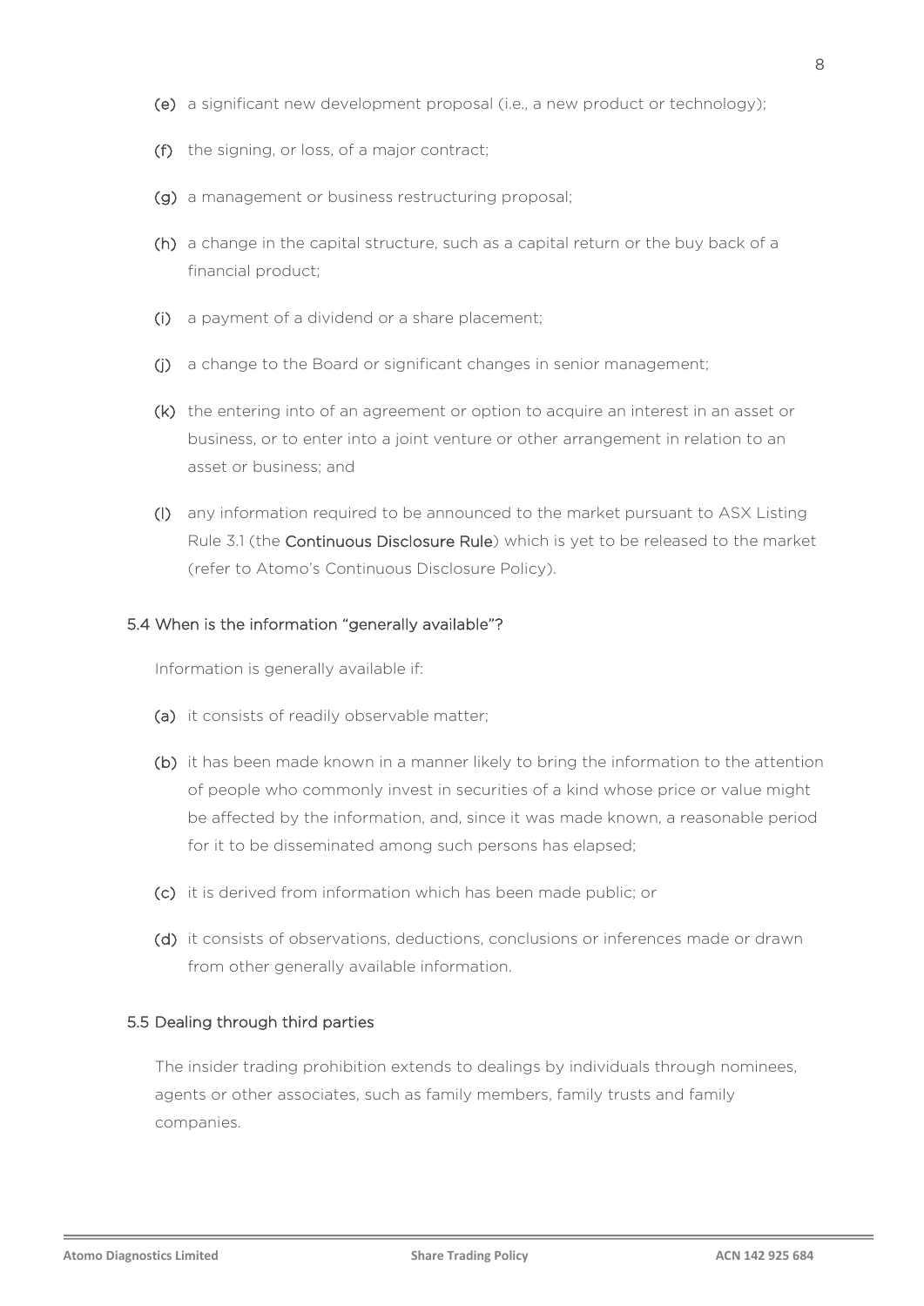(e) a significant new development proposal (i.e., a new product or technology);

(f) the signing, or loss, of a major contract;

(g) a management or business restructuring proposal;

(h) a change in the capital structure, such as a capital return or the buy back of a financial product;

(i) a payment of a dividend or a share placement;

(j) a change to the Board or significant changes in senior management;

(k) the entering into of an agreement or option to acquire an interest in an asset or business, or to enter into a joint venture or other arrangement in relation to an asset or business; and

(l) any information required to be announced to the market pursuant to ASX Listing Rule 3.1 (the **Continuous Disclosure Rule**) which is yet to be released to the market (refer to Atomo's Continuous Disclosure Policy).

### 5.4 When is the information "generally available"?

Information is generally available if:

(a) it consists of readily observable matter;

(b) it has been made known in a manner likely to bring the information to the attention of people who commonly invest in securities of a kind whose price or value might be affected by the information, and, since it was made known, a reasonable period for it to be disseminated among such persons has elapsed;

(c) it is derived from information which has been made public; or

(d) it consists of observations, deductions, conclusions or inferences made or drawn from other generally available information.

### 5.5 Dealing through third parties

The insider trading prohibition extends to dealings by individuals through nominees, agents or other associates, such as family members, family trusts and family companies.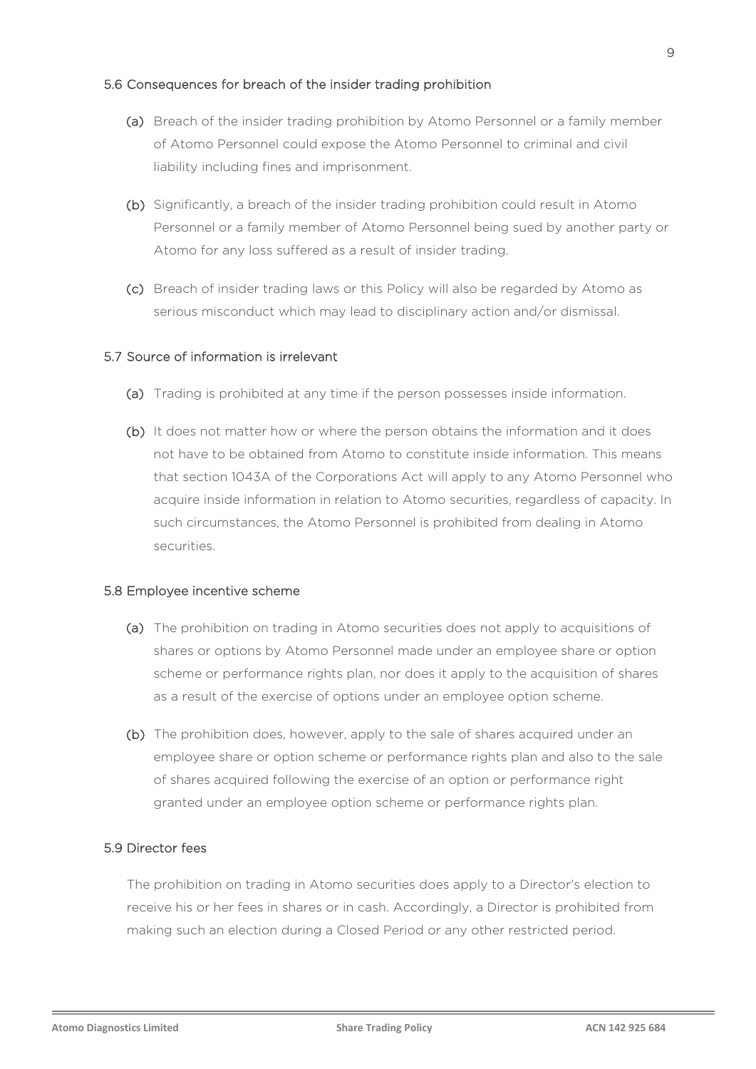### 5.6 Consequences for breach of the insider trading prohibition

(a) Breach of the insider trading prohibition by Atomo Personnel or a family member of Atomo Personnel could expose the Atomo Personnel to criminal and civil liability including fines and imprisonment.

(b) Significantly, a breach of the insider trading prohibition could result in Atomo Personnel or a family member of Atomo Personnel being sued by another party or Atomo for any loss suffered as a result of insider trading.

(c) Breach of insider trading laws or this Policy will also be regarded by Atomo as serious misconduct which may lead to disciplinary action and/or dismissal.

### 5.7 Source of information is irrelevant

(a) Trading is prohibited at any time if the person possesses inside information.

(b) It does not matter how or where the person obtains the information and it does not have to be obtained from Atomo to constitute inside information. This means that section 1043A of the Corporations Act will apply to any Atomo Personnel who acquire inside information in relation to Atomo securities, regardless of capacity. In such circumstances, the Atomo Personnel is prohibited from dealing in Atomo securities.

### 5.8 Employee incentive scheme

(a) The prohibition on trading in Atomo securities does not apply to acquisitions of shares or options by Atomo Personnel made under an employee share or option scheme or performance rights plan, nor does it apply to the acquisition of shares as a result of the exercise of options under an employee option scheme.

(b) The prohibition does, however, apply to the sale of shares acquired under an employee share or option scheme or performance rights plan and also to the sale of shares acquired following the exercise of an option or performance right granted under an employee option scheme or performance rights plan.

### 5.9 Director fees

The prohibition on trading in Atomo securities does apply to a Director's election to receive his or her fees in shares or in cash. Accordingly, a Director is prohibited from making such an election during a Closed Period or any other restricted period.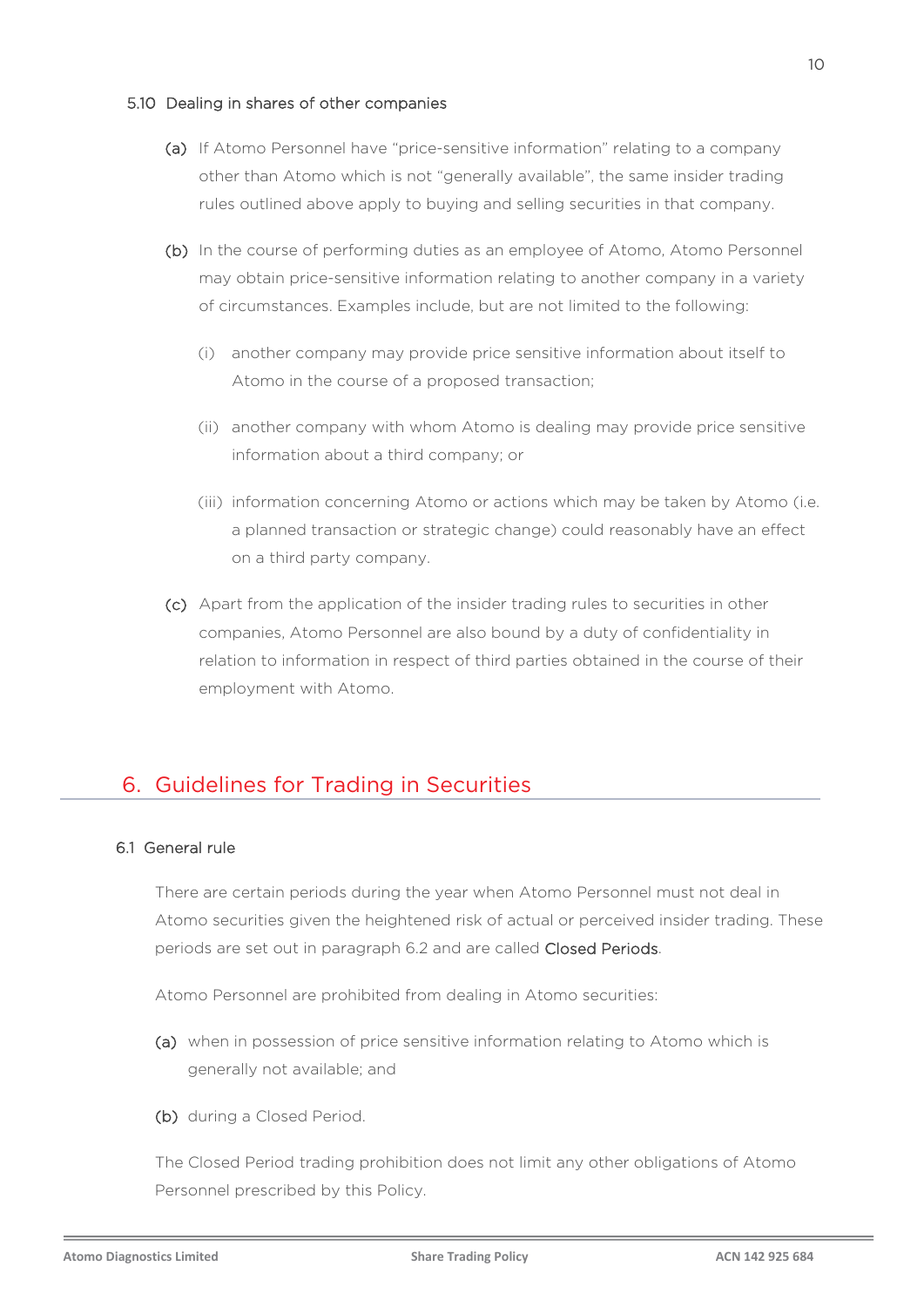### 5.10 Dealing in shares of other companies

(a) If Atomo Personnel have "price-sensitive information" relating to a company other than Atomo which is not "generally available", the same insider trading rules outlined above apply to buying and selling securities in that company.

(b) In the course of performing duties as an employee of Atomo, Atomo Personnel may obtain price-sensitive information relating to another company in a variety of circumstances. Examples include, but are not limited to the following:

   (i) another company may provide price sensitive information about itself to Atomo in the course of a proposed transaction;

   (ii) another company with whom Atomo is dealing may provide price sensitive information about a third company; or

   (iii) information concerning Atomo or actions which may be taken by Atomo (i.e. a planned transaction or strategic change) could reasonably have an effect on a third party company.

(c) Apart from the application of the insider trading rules to securities in other companies, Atomo Personnel are also bound by a duty of confidentiality in relation to information in respect of third parties obtained in the course of their employment with Atomo.

## 6. Guidelines for Trading in Securities

### 6.1 General rule

There are certain periods during the year when Atomo Personnel must not deal in Atomo securities given the heightened risk of actual or perceived insider trading. These periods are set out in paragraph 6.2 and are called **Closed Periods**.

Atomo Personnel are prohibited from dealing in Atomo securities:

(a) when in possession of price sensitive information relating to Atomo which is generally not available; and

(b) during a Closed Period.

The Closed Period trading prohibition does not limit any other obligations of Atomo Personnel prescribed by this Policy.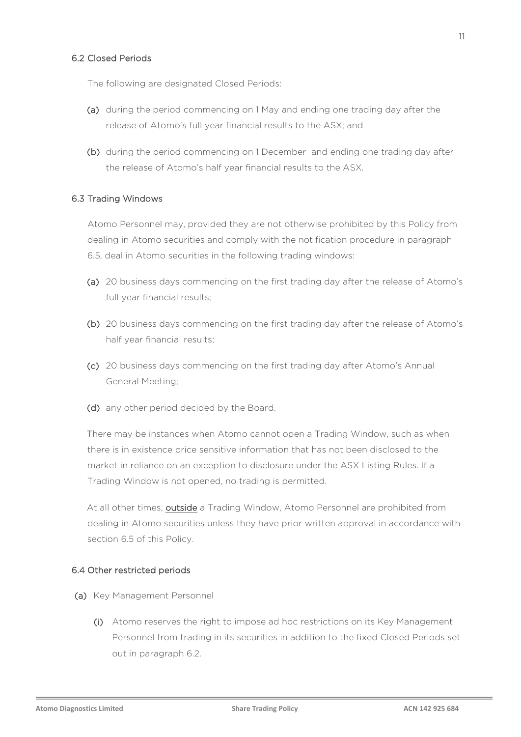### 6.2 Closed Periods

The following are designated Closed Periods:

(a) during the period commencing on 1 May and ending one trading day after the release of Atomo's full year financial results to the ASX; and

(b) during the period commencing on 1 December and ending one trading day after the release of Atomo's half year financial results to the ASX.

### 6.3 Trading Windows

Atomo Personnel may, provided they are not otherwise prohibited by this Policy from dealing in Atomo securities and comply with the notification procedure in paragraph 6.5, deal in Atomo securities in the following trading windows:

(a) 20 business days commencing on the first trading day after the release of Atomo's full year financial results;

(b) 20 business days commencing on the first trading day after the release of Atomo's half year financial results;

(c) 20 business days commencing on the first trading day after Atomo's Annual General Meeting;

(d) any other period decided by the Board.

There may be instances when Atomo cannot open a Trading Window, such as when there is in existence price sensitive information that has not been disclosed to the market in reliance on an exception to disclosure under the ASX Listing Rules. If a Trading Window is not opened, no trading is permitted.

At all other times, **outside** a Trading Window, Atomo Personnel are prohibited from dealing in Atomo securities unless they have prior written approval in accordance with section 6.5 of this Policy.

### 6.4 Other restricted periods

(a) Key Management Personnel

(i) Atomo reserves the right to impose ad hoc restrictions on its Key Management Personnel from trading in its securities in addition to the fixed Closed Periods set out in paragraph 6.2.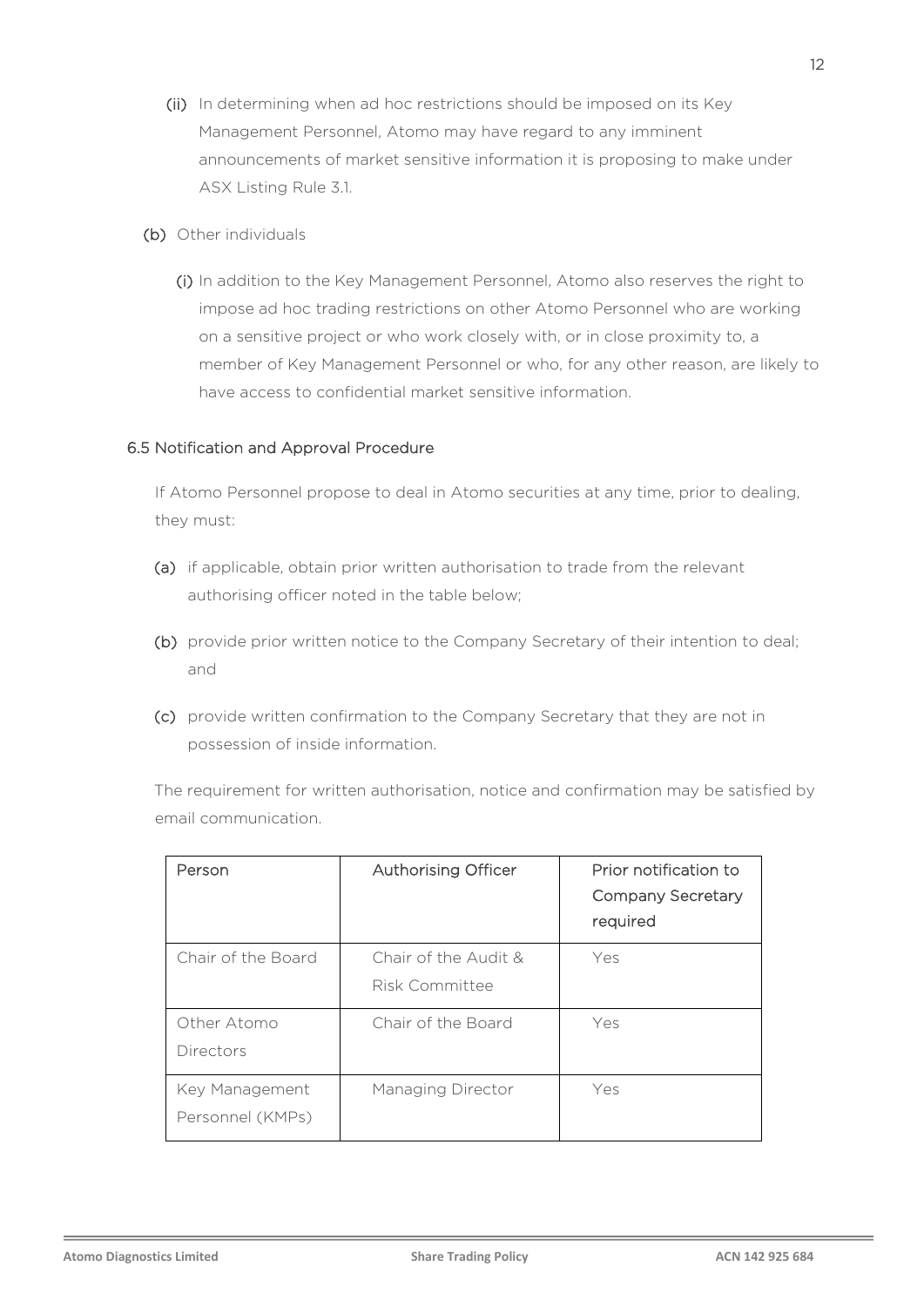(ii) In determining when ad hoc restrictions should be imposed on its Key Management Personnel, Atomo may have regard to any imminent announcements of market sensitive information it is proposing to make under ASX Listing Rule 3.1.

(b) Other individuals

(i) In addition to the Key Management Personnel, Atomo also reserves the right to impose ad hoc trading restrictions on other Atomo Personnel who are working on a sensitive project or who work closely with, or in close proximity to, a member of Key Management Personnel or who, for any other reason, are likely to have access to confidential market sensitive information.

### 6.5 Notification and Approval Procedure

If Atomo Personnel propose to deal in Atomo securities at any time, prior to dealing, they must:

(a) if applicable, obtain prior written authorisation to trade from the relevant authorising officer noted in the table below;

(b) provide prior written notice to the Company Secretary of their intention to deal; and

(c) provide written confirmation to the Company Secretary that they are not in possession of inside information.

The requirement for written authorisation, notice and confirmation may be satisfied by email communication.

| Person | Authorising Officer | Prior notification to Company Secretary required |
|---|---|---|
| Chair of the Board | Chair of the Audit & Risk Committee | Yes |
| Other Atomo Directors | Chair of the Board | Yes |
| Key Management Personnel (KMPs) | Managing Director | Yes |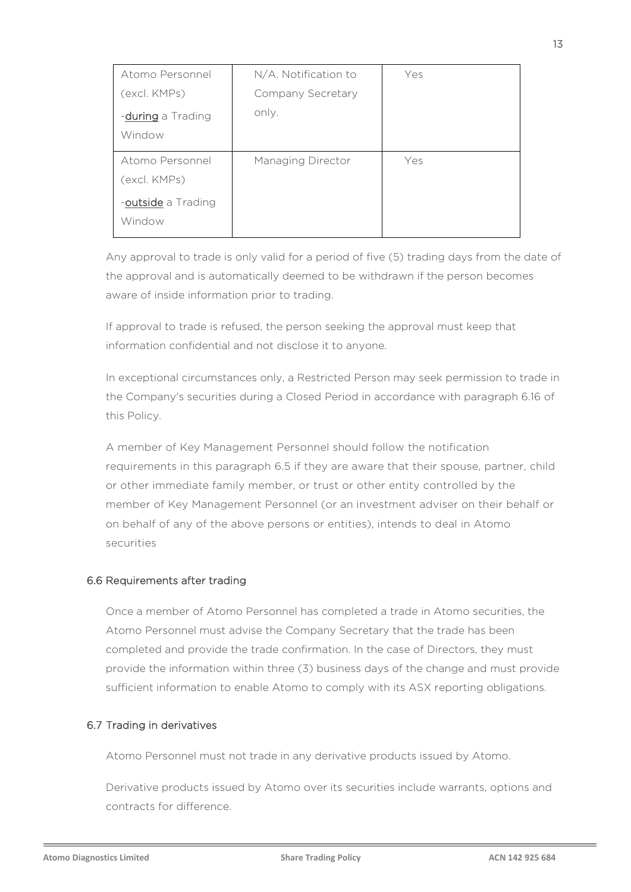| | | |
|---|---|---|
| Atomo Personnel (excl. KMPs) -<u>during</u> a Trading Window | N/A. Notification to Company Secretary only. | Yes |
| Atomo Personnel (excl. KMPs) -<u>outside</u> a Trading Window | Managing Director | Yes |

Any approval to trade is only valid for a period of five (5) trading days from the date of the approval and is automatically deemed to be withdrawn if the person becomes aware of inside information prior to trading.

If approval to trade is refused, the person seeking the approval must keep that information confidential and not disclose it to anyone.

In exceptional circumstances only, a Restricted Person may seek permission to trade in the Company's securities during a Closed Period in accordance with paragraph 6.16 of this Policy.

A member of Key Management Personnel should follow the notification requirements in this paragraph 6.5 if they are aware that their spouse, partner, child or other immediate family member, or trust or other entity controlled by the member of Key Management Personnel (or an investment adviser on their behalf or on behalf of any of the above persons or entities), intends to deal in Atomo securities

### 6.6 Requirements after trading

Once a member of Atomo Personnel has completed a trade in Atomo securities, the Atomo Personnel must advise the Company Secretary that the trade has been completed and provide the trade confirmation. In the case of Directors, they must provide the information within three (3) business days of the change and must provide sufficient information to enable Atomo to comply with its ASX reporting obligations.

### 6.7 Trading in derivatives

Atomo Personnel must not trade in any derivative products issued by Atomo.

Derivative products issued by Atomo over its securities include warrants, options and contracts for difference.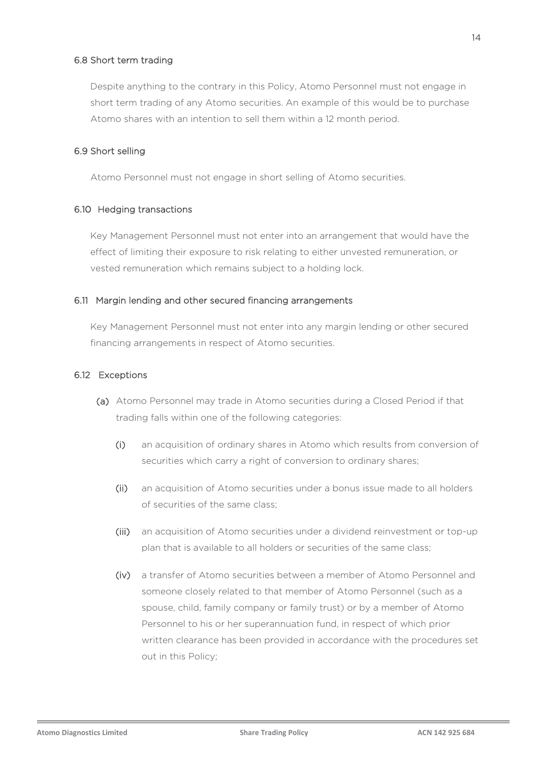### 6.8 Short term trading

Despite anything to the contrary in this Policy, Atomo Personnel must not engage in short term trading of any Atomo securities. An example of this would be to purchase Atomo shares with an intention to sell them within a 12 month period.

### 6.9 Short selling

Atomo Personnel must not engage in short selling of Atomo securities.

### 6.10 Hedging transactions

Key Management Personnel must not enter into an arrangement that would have the effect of limiting their exposure to risk relating to either unvested remuneration, or vested remuneration which remains subject to a holding lock.

### 6.11 Margin lending and other secured financing arrangements

Key Management Personnel must not enter into any margin lending or other secured financing arrangements in respect of Atomo securities.

### 6.12 Exceptions

(a) Atomo Personnel may trade in Atomo securities during a Closed Period if that trading falls within one of the following categories:

   (i) an acquisition of ordinary shares in Atomo which results from conversion of securities which carry a right of conversion to ordinary shares;

   (ii) an acquisition of Atomo securities under a bonus issue made to all holders of securities of the same class;

   (iii) an acquisition of Atomo securities under a dividend reinvestment or top-up plan that is available to all holders or securities of the same class;

   (iv) a transfer of Atomo securities between a member of Atomo Personnel and someone closely related to that member of Atomo Personnel (such as a spouse, child, family company or family trust) or by a member of Atomo Personnel to his or her superannuation fund, in respect of which prior written clearance has been provided in accordance with the procedures set out in this Policy;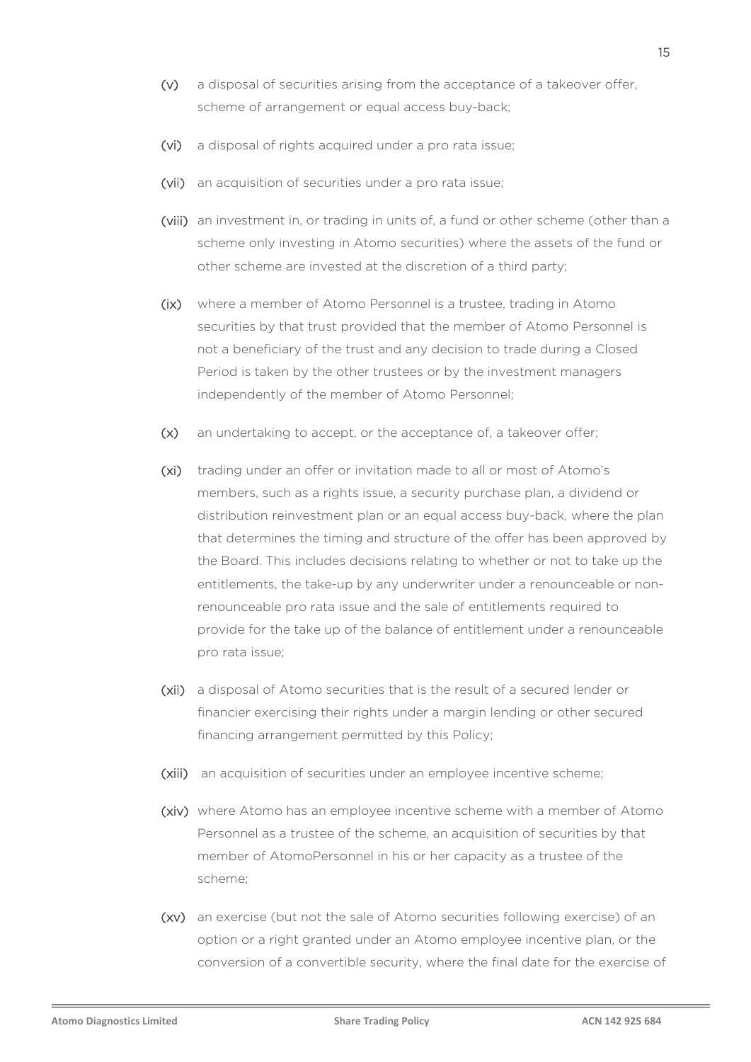(v) a disposal of securities arising from the acceptance of a takeover offer, scheme of arrangement or equal access buy-back;

(vi) a disposal of rights acquired under a pro rata issue;

(vii) an acquisition of securities under a pro rata issue;

(viii) an investment in, or trading in units of, a fund or other scheme (other than a scheme only investing in Atomo securities) where the assets of the fund or other scheme are invested at the discretion of a third party;

(ix) where a member of Atomo Personnel is a trustee, trading in Atomo securities by that trust provided that the member of Atomo Personnel is not a beneficiary of the trust and any decision to trade during a Closed Period is taken by the other trustees or by the investment managers independently of the member of Atomo Personnel;

(x) an undertaking to accept, or the acceptance of, a takeover offer;

(xi) trading under an offer or invitation made to all or most of Atomo's members, such as a rights issue, a security purchase plan, a dividend or distribution reinvestment plan or an equal access buy-back, where the plan that determines the timing and structure of the offer has been approved by the Board. This includes decisions relating to whether or not to take up the entitlements, the take-up by any underwriter under a renounceable or non-renounceable pro rata issue and the sale of entitlements required to provide for the take up of the balance of entitlement under a renounceable pro rata issue;

(xii) a disposal of Atomo securities that is the result of a secured lender or financier exercising their rights under a margin lending or other secured financing arrangement permitted by this Policy;

(xiii) an acquisition of securities under an employee incentive scheme;

(xiv) where Atomo has an employee incentive scheme with a member of Atomo Personnel as a trustee of the scheme, an acquisition of securities by that member of AtomoPersonnel in his or her capacity as a trustee of the scheme;

(xv) an exercise (but not the sale of Atomo securities following exercise) of an option or a right granted under an Atomo employee incentive plan, or the conversion of a convertible security, where the final date for the exercise of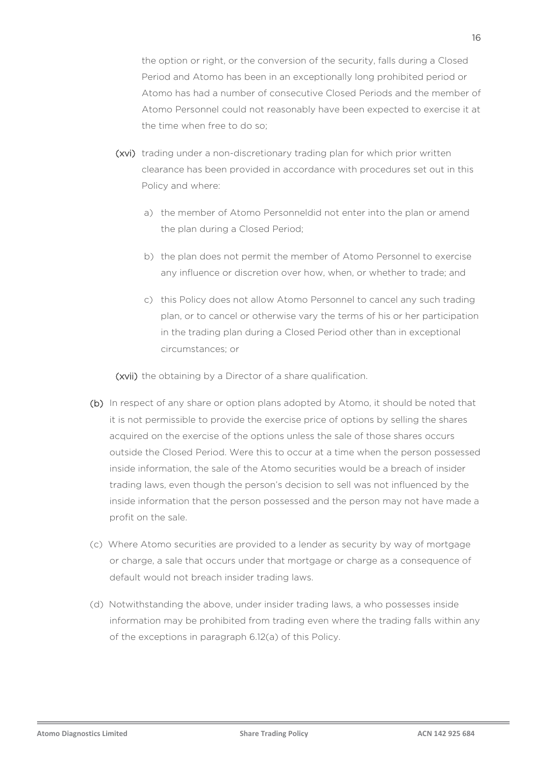the option or right, or the conversion of the security, falls during a Closed Period and Atomo has been in an exceptionally long prohibited period or Atomo has had a number of consecutive Closed Periods and the member of Atomo Personnel could not reasonably have been expected to exercise it at the time when free to do so;

(xvi) trading under a non-discretionary trading plan for which prior written clearance has been provided in accordance with procedures set out in this Policy and where:

a) the member of Atomo Personneldid not enter into the plan or amend the plan during a Closed Period;

b) the plan does not permit the member of Atomo Personnel to exercise any influence or discretion over how, when, or whether to trade; and

c) this Policy does not allow Atomo Personnel to cancel any such trading plan, or to cancel or otherwise vary the terms of his or her participation in the trading plan during a Closed Period other than in exceptional circumstances; or

(xvii) the obtaining by a Director of a share qualification.

(b) In respect of any share or option plans adopted by Atomo, it should be noted that it is not permissible to provide the exercise price of options by selling the shares acquired on the exercise of the options unless the sale of those shares occurs outside the Closed Period. Were this to occur at a time when the person possessed inside information, the sale of the Atomo securities would be a breach of insider trading laws, even though the person's decision to sell was not influenced by the inside information that the person possessed and the person may not have made a profit on the sale.

(c) Where Atomo securities are provided to a lender as security by way of mortgage or charge, a sale that occurs under that mortgage or charge as a consequence of default would not breach insider trading laws.

(d) Notwithstanding the above, under insider trading laws, a who possesses inside information may be prohibited from trading even where the trading falls within any of the exceptions in paragraph 6.12(a) of this Policy.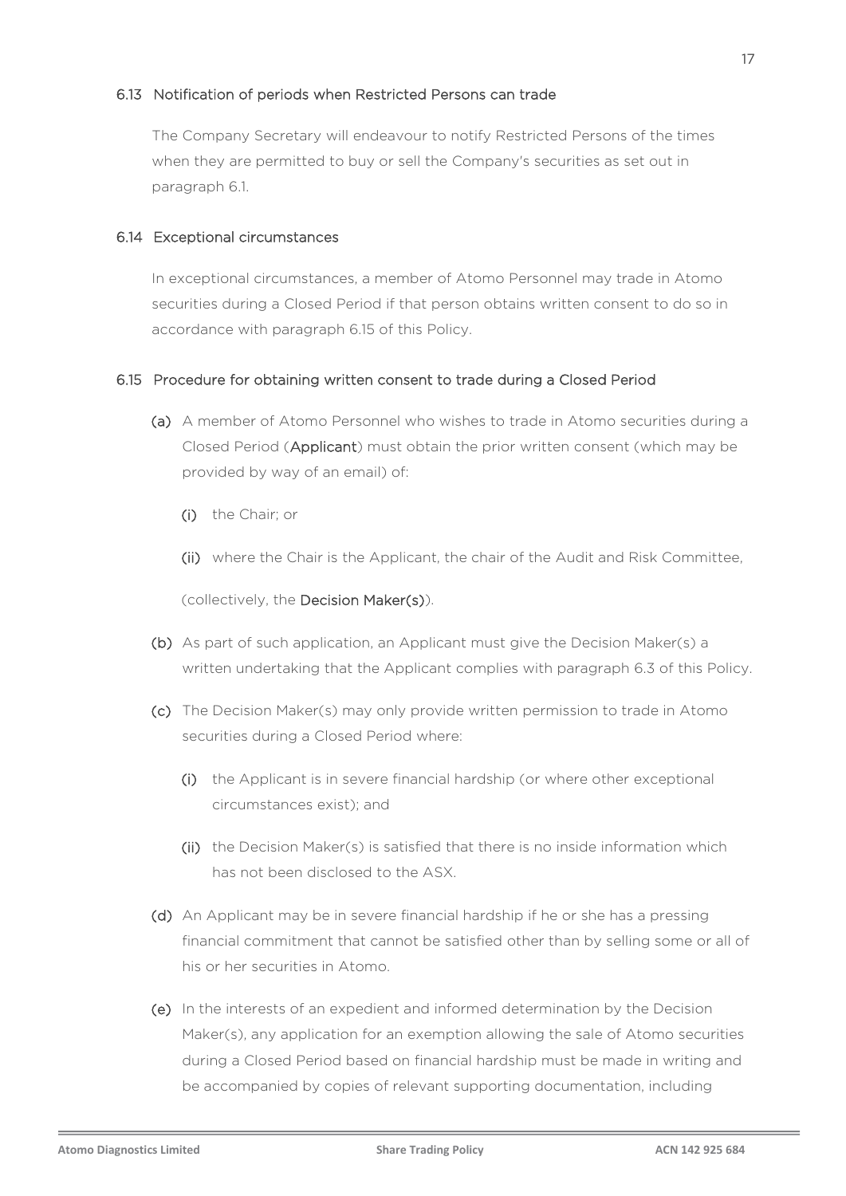### 6.13 Notification of periods when Restricted Persons can trade

The Company Secretary will endeavour to notify Restricted Persons of the times when they are permitted to buy or sell the Company's securities as set out in paragraph 6.1.

### 6.14 Exceptional circumstances

In exceptional circumstances, a member of Atomo Personnel may trade in Atomo securities during a Closed Period if that person obtains written consent to do so in accordance with paragraph 6.15 of this Policy.

### 6.15 Procedure for obtaining written consent to trade during a Closed Period

(a) A member of Atomo Personnel who wishes to trade in Atomo securities during a Closed Period (**Applicant**) must obtain the prior written consent (which may be provided by way of an email) of:

(i) the Chair; or

(ii) where the Chair is the Applicant, the chair of the Audit and Risk Committee,

(collectively, the **Decision Maker(s)**).

(b) As part of such application, an Applicant must give the Decision Maker(s) a written undertaking that the Applicant complies with paragraph 6.3 of this Policy.

(c) The Decision Maker(s) may only provide written permission to trade in Atomo securities during a Closed Period where:

(i) the Applicant is in severe financial hardship (or where other exceptional circumstances exist); and

(ii) the Decision Maker(s) is satisfied that there is no inside information which has not been disclosed to the ASX.

(d) An Applicant may be in severe financial hardship if he or she has a pressing financial commitment that cannot be satisfied other than by selling some or all of his or her securities in Atomo.

(e) In the interests of an expedient and informed determination by the Decision Maker(s), any application for an exemption allowing the sale of Atomo securities during a Closed Period based on financial hardship must be made in writing and be accompanied by copies of relevant supporting documentation, including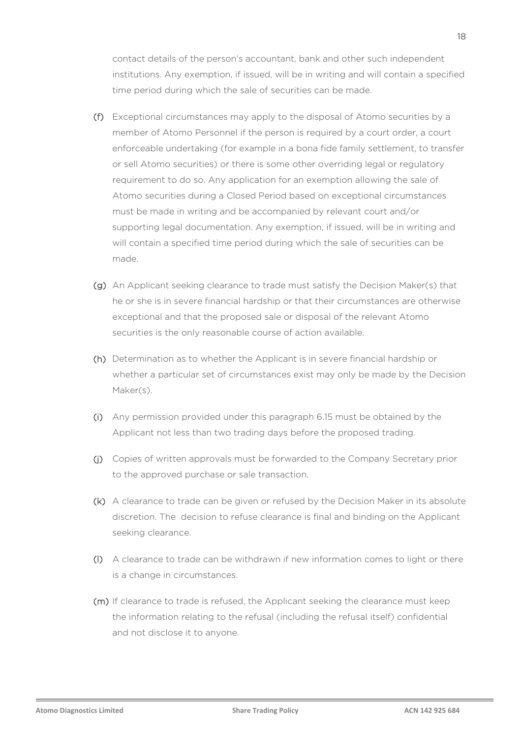contact details of the person's accountant, bank and other such independent institutions. Any exemption, if issued, will be in writing and will contain a specified time period during which the sale of securities can be made.

(f) Exceptional circumstances may apply to the disposal of Atomo securities by a member of Atomo Personnel if the person is required by a court order, a court enforceable undertaking (for example in a bona fide family settlement, to transfer or sell Atomo securities) or there is some other overriding legal or regulatory requirement to do so. Any application for an exemption allowing the sale of Atomo securities during a Closed Period based on exceptional circumstances must be made in writing and be accompanied by relevant court and/or supporting legal documentation. Any exemption, if issued, will be in writing and will contain a specified time period during which the sale of securities can be made.

(g) An Applicant seeking clearance to trade must satisfy the Decision Maker(s) that he or she is in severe financial hardship or that their circumstances are otherwise exceptional and that the proposed sale or disposal of the relevant Atomo securities is the only reasonable course of action available.

(h) Determination as to whether the Applicant is in severe financial hardship or whether a particular set of circumstances exist may only be made by the Decision Maker(s).

(i) Any permission provided under this paragraph 6.15 must be obtained by the Applicant not less than two trading days before the proposed trading.

(j) Copies of written approvals must be forwarded to the Company Secretary prior to the approved purchase or sale transaction.

(k) A clearance to trade can be given or refused by the Decision Maker in its absolute discretion. The decision to refuse clearance is final and binding on the Applicant seeking clearance.

(l) A clearance to trade can be withdrawn if new information comes to light or there is a change in circumstances.

(m) If clearance to trade is refused, the Applicant seeking the clearance must keep the information relating to the refusal (including the refusal itself) confidential and not disclose it to anyone.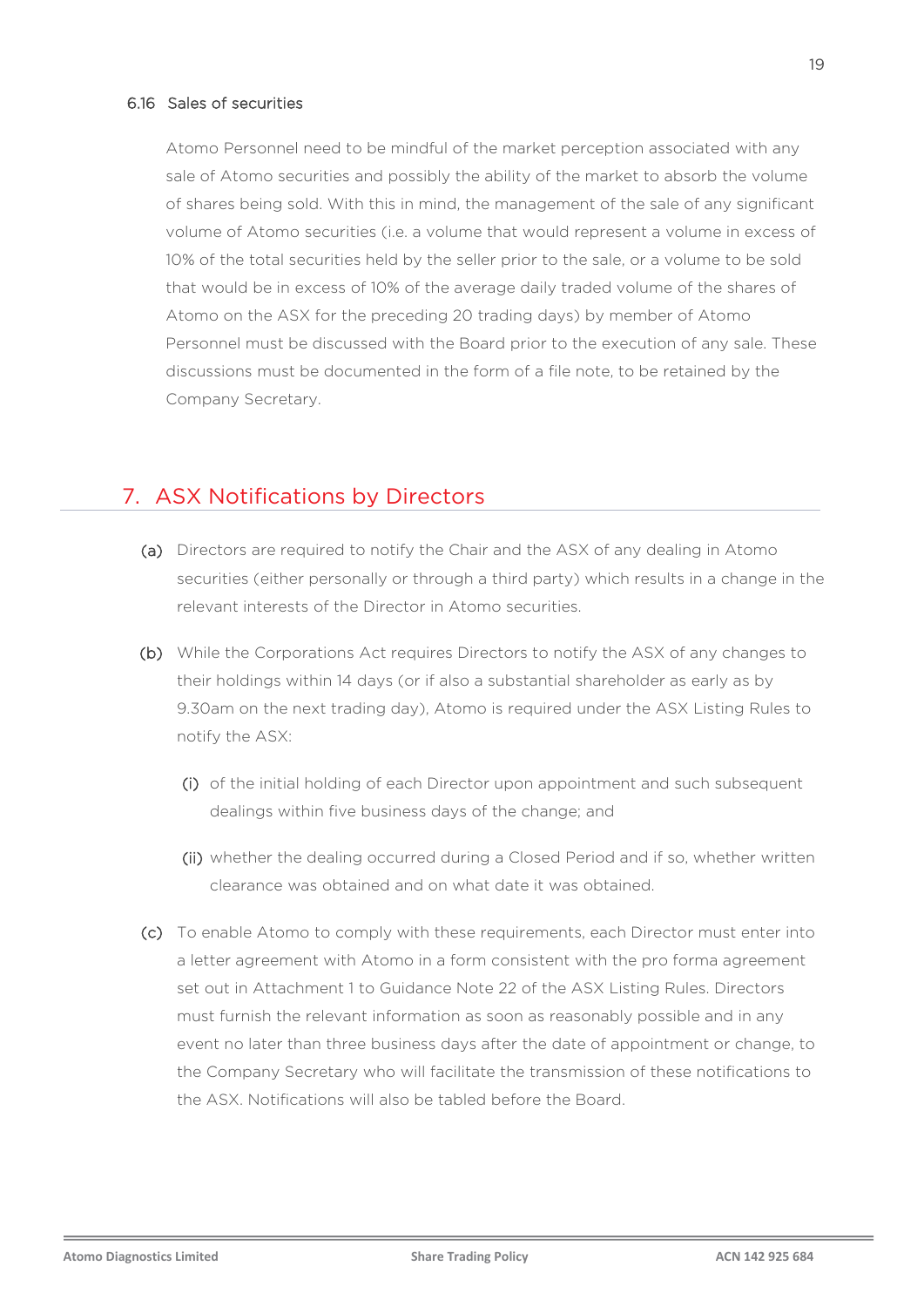### 6.16 Sales of securities

Atomo Personnel need to be mindful of the market perception associated with any sale of Atomo securities and possibly the ability of the market to absorb the volume of shares being sold. With this in mind, the management of the sale of any significant volume of Atomo securities (i.e. a volume that would represent a volume in excess of 10% of the total securities held by the seller prior to the sale, or a volume to be sold that would be in excess of 10% of the average daily traded volume of the shares of Atomo on the ASX for the preceding 20 trading days) by member of Atomo Personnel must be discussed with the Board prior to the execution of any sale. These discussions must be documented in the form of a file note, to be retained by the Company Secretary.

## 7. ASX Notifications by Directors

(a) Directors are required to notify the Chair and the ASX of any dealing in Atomo securities (either personally or through a third party) which results in a change in the relevant interests of the Director in Atomo securities.

(b) While the Corporations Act requires Directors to notify the ASX of any changes to their holdings within 14 days (or if also a substantial shareholder as early as by 9.30am on the next trading day), Atomo is required under the ASX Listing Rules to notify the ASX:

   (i) of the initial holding of each Director upon appointment and such subsequent dealings within five business days of the change; and

   (ii) whether the dealing occurred during a Closed Period and if so, whether written clearance was obtained and on what date it was obtained.

(c) To enable Atomo to comply with these requirements, each Director must enter into a letter agreement with Atomo in a form consistent with the pro forma agreement set out in Attachment 1 to Guidance Note 22 of the ASX Listing Rules. Directors must furnish the relevant information as soon as reasonably possible and in any event no later than three business days after the date of appointment or change, to the Company Secretary who will facilitate the transmission of these notifications to the ASX. Notifications will also be tabled before the Board.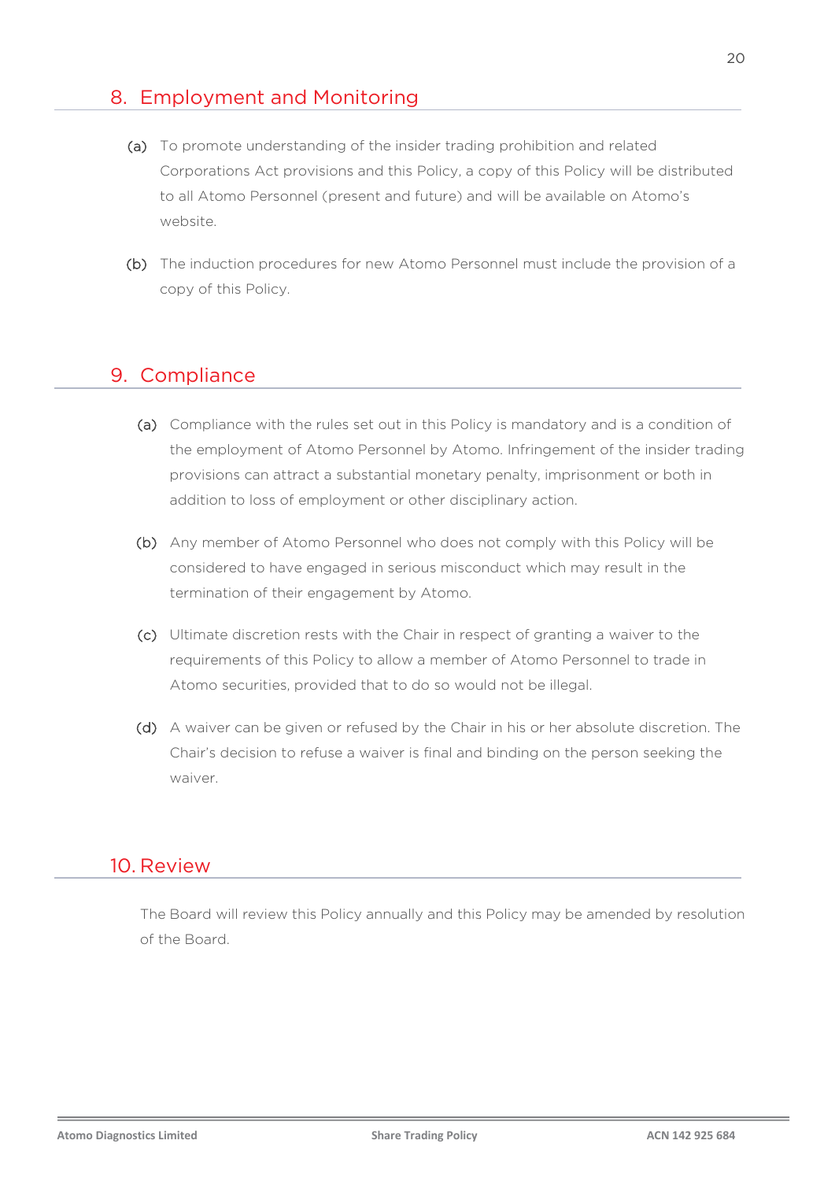## 8. Employment and Monitoring

(a) To promote understanding of the insider trading prohibition and related Corporations Act provisions and this Policy, a copy of this Policy will be distributed to all Atomo Personnel (present and future) and will be available on Atomo's website.

(b) The induction procedures for new Atomo Personnel must include the provision of a copy of this Policy.

## 9. Compliance

(a) Compliance with the rules set out in this Policy is mandatory and is a condition of the employment of Atomo Personnel by Atomo. Infringement of the insider trading provisions can attract a substantial monetary penalty, imprisonment or both in addition to loss of employment or other disciplinary action.

(b) Any member of Atomo Personnel who does not comply with this Policy will be considered to have engaged in serious misconduct which may result in the termination of their engagement by Atomo.

(c) Ultimate discretion rests with the Chair in respect of granting a waiver to the requirements of this Policy to allow a member of Atomo Personnel to trade in Atomo securities, provided that to do so would not be illegal.

(d) A waiver can be given or refused by the Chair in his or her absolute discretion. The Chair's decision to refuse a waiver is final and binding on the person seeking the waiver.

## 10. Review

The Board will review this Policy annually and this Policy may be amended by resolution of the Board.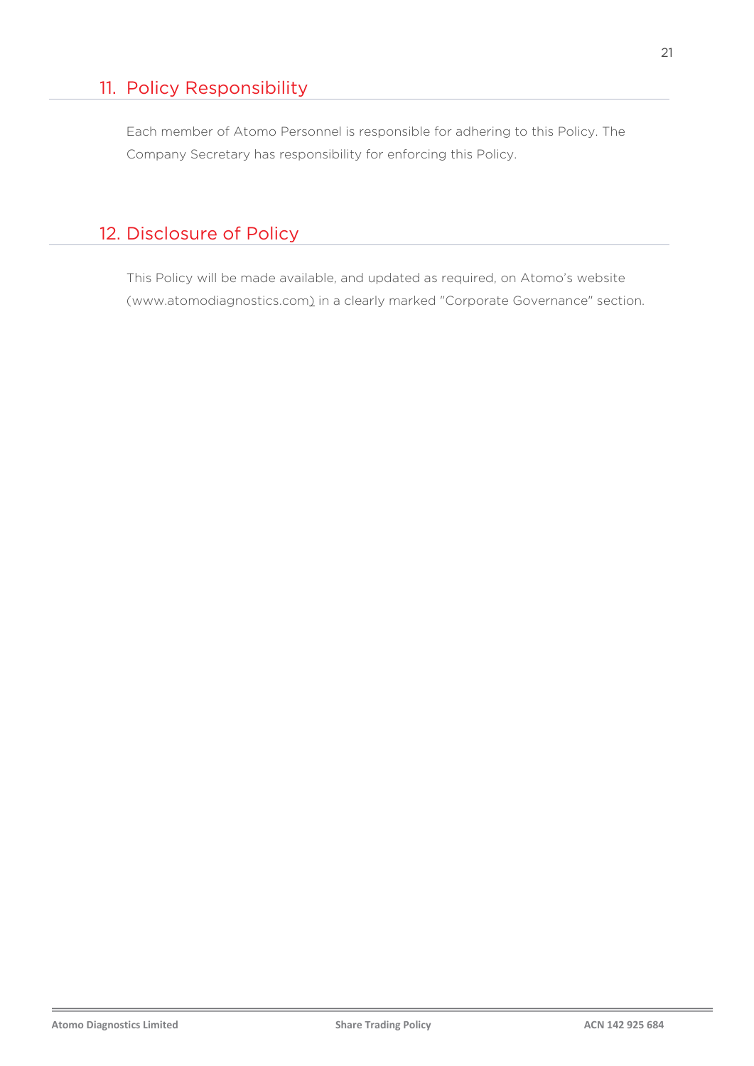## 11. Policy Responsibility

Each member of Atomo Personnel is responsible for adhering to this Policy. The Company Secretary has responsibility for enforcing this Policy.

## 12. Disclosure of Policy

This Policy will be made available, and updated as required, on Atomo's website (www.atomodiagnostics.com) in a clearly marked "Corporate Governance" section.